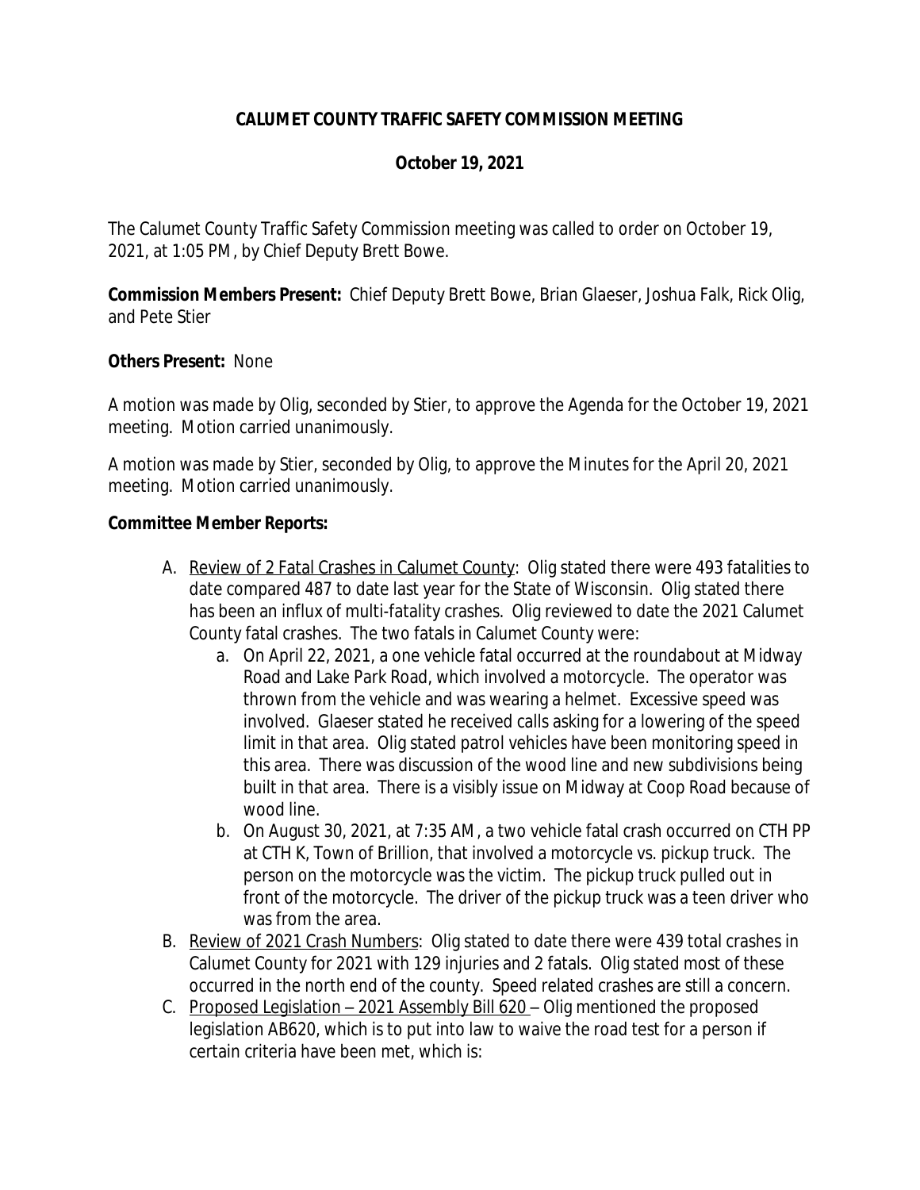# CALUMET COUNTY TRAFFIC SAFETY COMMISSION MEETING

## October 19, 2021

The Calumet County Traffic Safety Commission meeting was called to order on October 19, 2021, at 1:05 PM, by Chief Deputy Brett Bowe.

**Commission Members Present:** Chief Deputy Brett Bowe, Brian Glaeser, Joshua Falk, Rick Olig, and Pete Stier

**Others Present:** None

A motion was made by Olig, seconded by Stier, to approve the Agenda for the October 19, 2021 meeting. Motion carried unanimously.

A motion was made by Stier, seconded by Olig, to approve the Minutes for the April 20, 2021 meeting. Motion carried unanimously.

**Committee Member Reports:**

A. Review of 2 Fatal Crashes in Calumet County: Olig stated there were 493 fatalities to date compared 487 to date last year for the State of Wisconsin. Olig stated there has been an influx of multi-fatality crashes. Olig reviewed to date the 2021 Calumet County fatal crashes. The two fatals in Calumet County were:
   a. On April 22, 2021, a one vehicle fatal occurred at the roundabout at Midway Road and Lake Park Road, which involved a motorcycle. The operator was thrown from the vehicle and was wearing a helmet. Excessive speed was involved. Glaeser stated he received calls asking for a lowering of the speed limit in that area. Olig stated patrol vehicles have been monitoring speed in this area. There was discussion of the wood line and new subdivisions being built in that area. There is a visibly issue on Midway at Coop Road because of wood line.
   b. On August 30, 2021, at 7:35 AM, a two vehicle fatal crash occurred on CTH PP at CTH K, Town of Brillion, that involved a motorcycle vs. pickup truck. The person on the motorcycle was the victim. The pickup truck pulled out in front of the motorcycle. The driver of the pickup truck was a teen driver who was from the area.

B. Review of 2021 Crash Numbers: Olig stated to date there were 439 total crashes in Calumet County for 2021 with 129 injuries and 2 fatals. Olig stated most of these occurred in the north end of the county. Speed related crashes are still a concern.

C. Proposed Legislation – 2021 Assembly Bill 620 – Olig mentioned the proposed legislation AB620, which is to put into law to waive the road test for a person if certain criteria have been met, which is: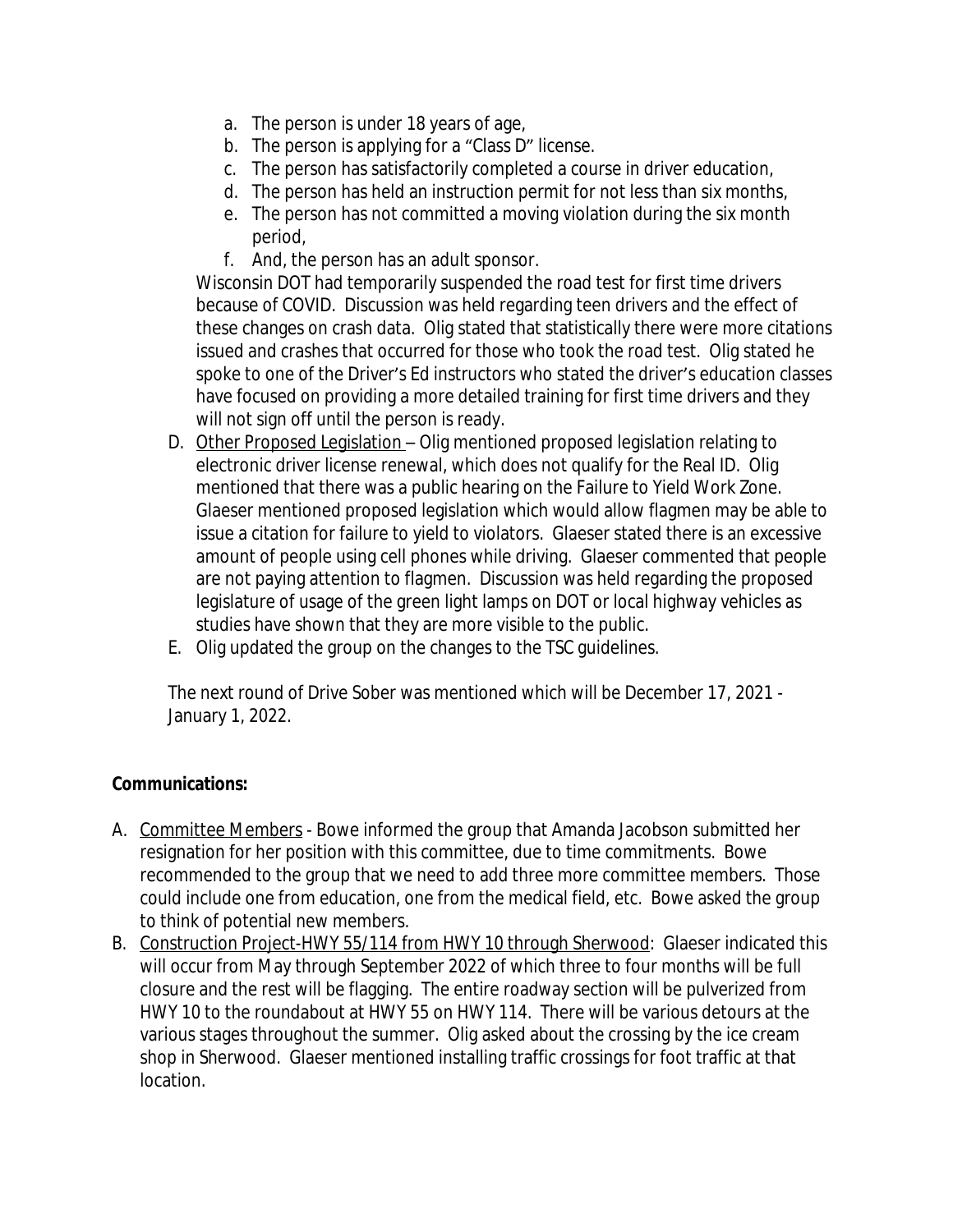a. The person is under 18 years of age,
b. The person is applying for a "Class D" license.
c. The person has satisfactorily completed a course in driver education,
d. The person has held an instruction permit for not less than six months,
e. The person has not committed a moving violation during the six month period,
f. And, the person has an adult sponsor.

Wisconsin DOT had temporarily suspended the road test for first time drivers because of COVID. Discussion was held regarding teen drivers and the effect of these changes on crash data. Olig stated that statistically there were more citations issued and crashes that occurred for those who took the road test. Olig stated he spoke to one of the Driver's Ed instructors who stated the driver's education classes have focused on providing a more detailed training for first time drivers and they will not sign off until the person is ready.

D. Other Proposed Legislation – Olig mentioned proposed legislation relating to electronic driver license renewal, which does not qualify for the Real ID. Olig mentioned that there was a public hearing on the Failure to Yield Work Zone. Glaeser mentioned proposed legislation which would allow flagmen may be able to issue a citation for failure to yield to violators. Glaeser stated there is an excessive amount of people using cell phones while driving. Glaeser commented that people are not paying attention to flagmen. Discussion was held regarding the proposed legislature of usage of the green light lamps on DOT or local highway vehicles as studies have shown that they are more visible to the public.

E. Olig updated the group on the changes to the TSC guidelines.

The next round of Drive Sober was mentioned which will be December 17, 2021 - January 1, 2022.

**Communications:**

A. Committee Members - Bowe informed the group that Amanda Jacobson submitted her resignation for her position with this committee, due to time commitments. Bowe recommended to the group that we need to add three more committee members. Those could include one from education, one from the medical field, etc. Bowe asked the group to think of potential new members.

B. Construction Project-HWY 55/114 from HWY 10 through Sherwood: Glaeser indicated this will occur from May through September 2022 of which three to four months will be full closure and the rest will be flagging. The entire roadway section will be pulverized from HWY 10 to the roundabout at HWY 55 on HWY 114. There will be various detours at the various stages throughout the summer. Olig asked about the crossing by the ice cream shop in Sherwood. Glaeser mentioned installing traffic crossings for foot traffic at that location.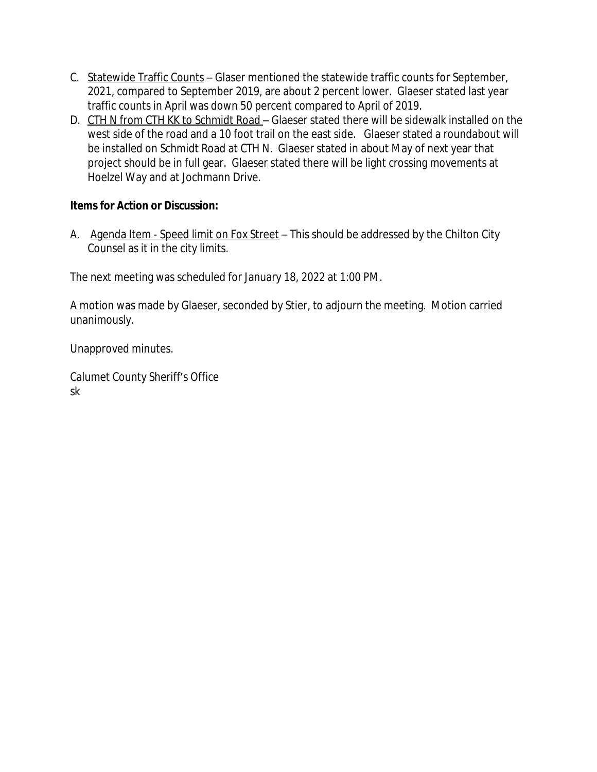C. Statewide Traffic Counts – Glaser mentioned the statewide traffic counts for September, 2021, compared to September 2019, are about 2 percent lower. Glaeser stated last year traffic counts in April was down 50 percent compared to April of 2019.

D. CTH N from CTH KK to Schmidt Road – Glaeser stated there will be sidewalk installed on the west side of the road and a 10 foot trail on the east side. Glaeser stated a roundabout will be installed on Schmidt Road at CTH N. Glaeser stated in about May of next year that project should be in full gear. Glaeser stated there will be light crossing movements at Hoelzel Way and at Jochmann Drive.

**Items for Action or Discussion:**

A. Agenda Item - Speed limit on Fox Street – This should be addressed by the Chilton City Counsel as it in the city limits.

The next meeting was scheduled for January 18, 2022 at 1:00 PM.

A motion was made by Glaeser, seconded by Stier, to adjourn the meeting. Motion carried unanimously.

Unapproved minutes.

Calumet County Sheriff's Office
sk